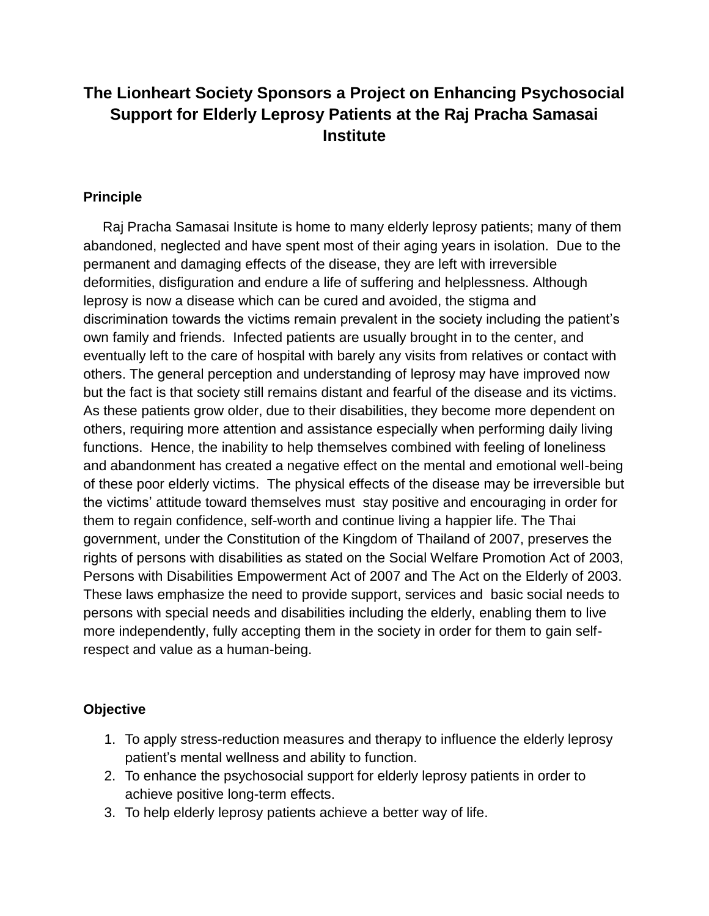# The Lionheart Society Sponsors a Project on Enhancing Psychosocial Support for Elderly Leprosy Patients at the Raj Pracha Samasai Institute

## Principle

Raj Pracha Samasai Insitute is home to many elderly leprosy patients; many of them abandoned, neglected and have spent most of their aging years in isolation. Due to the permanent and damaging effects of the disease, they are left with irreversible deformities, disfiguration and endure a life of suffering and helplessness. Although leprosy is now a disease which can be cured and avoided, the stigma and discrimination towards the victims remain prevalent in the society including the patient's own family and friends. Infected patients are usually brought in to the center, and eventually left to the care of hospital with barely any visits from relatives or contact with others. The general perception and understanding of leprosy may have improved now but the fact is that society still remains distant and fearful of the disease and its victims. As these patients grow older, due to their disabilities, they become more dependent on others, requiring more attention and assistance especially when performing daily living functions. Hence, the inability to help themselves combined with feeling of loneliness and abandonment has created a negative effect on the mental and emotional well-being of these poor elderly victims. The physical effects of the disease may be irreversible but the victims' attitude toward themselves must stay positive and encouraging in order for them to regain confidence, self-worth and continue living a happier life. The Thai government, under the Constitution of the Kingdom of Thailand of 2007, preserves the rights of persons with disabilities as stated on the Social Welfare Promotion Act of 2003, Persons with Disabilities Empowerment Act of 2007 and The Act on the Elderly of 2003. These laws emphasize the need to provide support, services and basic social needs to persons with special needs and disabilities including the elderly, enabling them to live more independently, fully accepting them in the society in order for them to gain self-respect and value as a human-being.

## Objective

1. To apply stress-reduction measures and therapy to influence the elderly leprosy patient's mental wellness and ability to function.
2. To enhance the psychosocial support for elderly leprosy patients in order to achieve positive long-term effects.
3. To help elderly leprosy patients achieve a better way of life.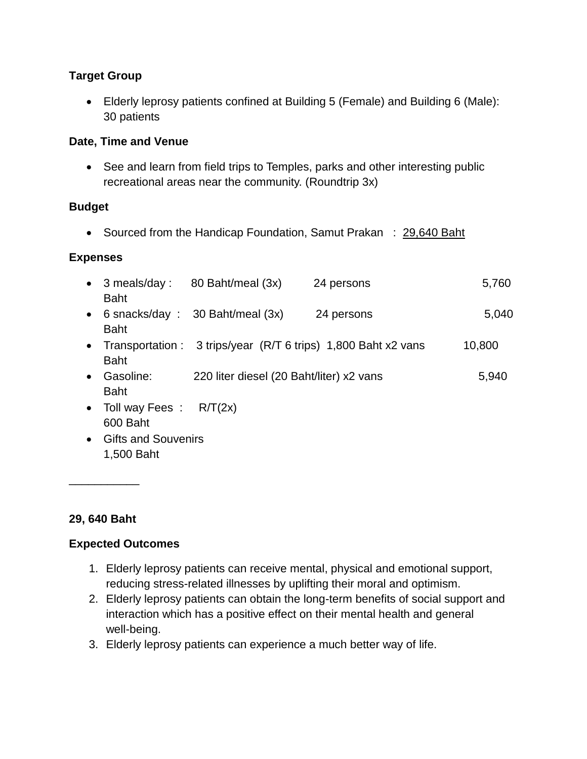**Target Group**

- Elderly leprosy patients confined at Building 5 (Female) and Building 6 (Male): 30 patients

**Date, Time and Venue**

- See and learn from field trips to Temples, parks and other interesting public recreational areas near the community. (Roundtrip 3x)

**Budget**

- Sourced from the Handicap Foundation, Samut Prakan : 29,640 Baht

**Expenses**

- 3 meals/day : 80 Baht/meal (3x) 24 persons 5,760 Baht
- 6 snacks/day : 30 Baht/meal (3x) 24 persons 5,040 Baht
- Transportation : 3 trips/year (R/T 6 trips) 1,800 Baht x2 vans 10,800 Baht
- Gasoline: 220 liter diesel (20 Baht/liter) x2 vans 5,940 Baht
- Toll way Fees : R/T(2x) 600 Baht
- Gifts and Souvenirs 1,500 Baht

___________

**29, 640 Baht**

**Expected Outcomes**

1. Elderly leprosy patients can receive mental, physical and emotional support, reducing stress-related illnesses by uplifting their moral and optimism.
2. Elderly leprosy patients can obtain the long-term benefits of social support and interaction which has a positive effect on their mental health and general well-being.
3. Elderly leprosy patients can experience a much better way of life.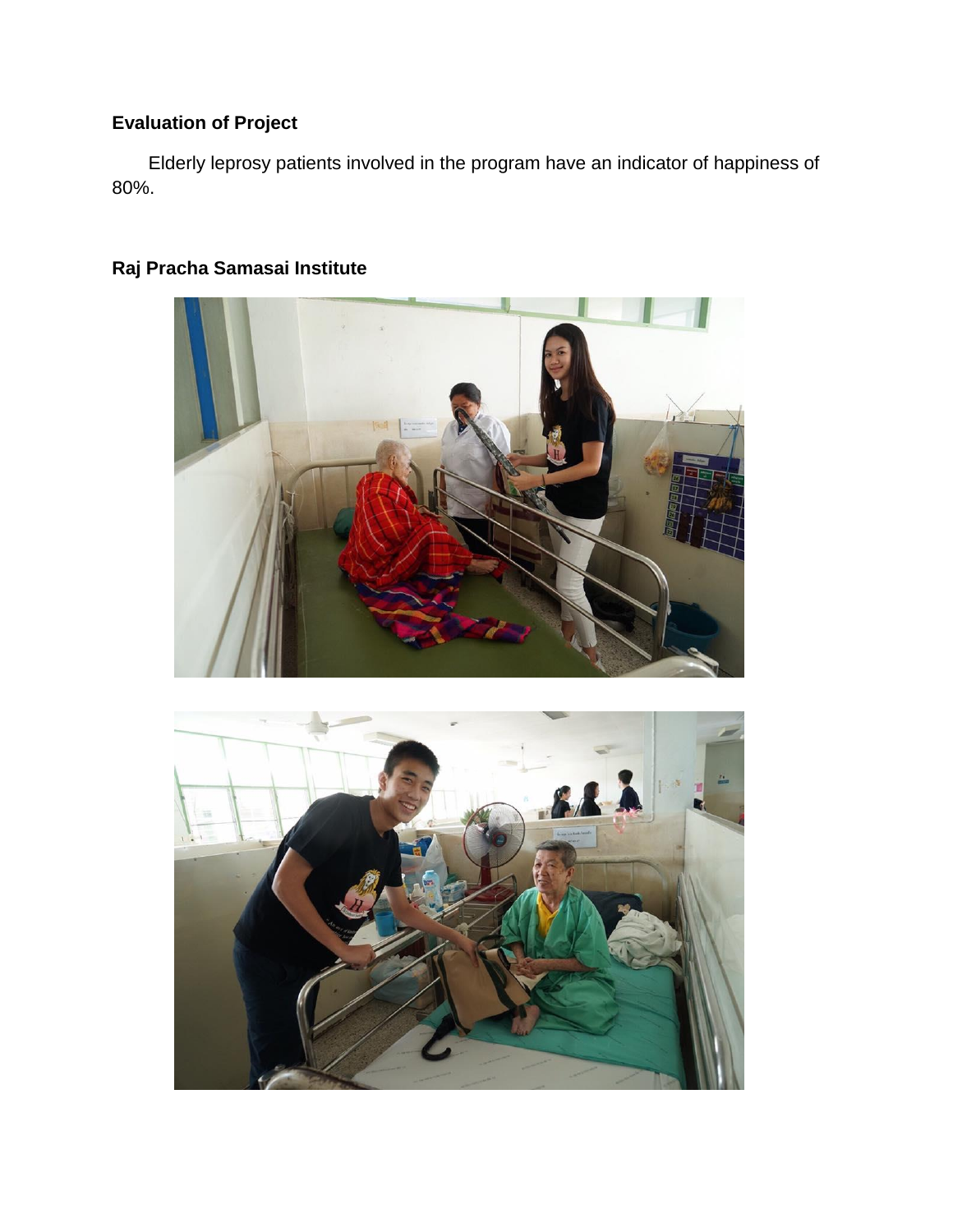**Evaluation of Project**

Elderly leprosy patients involved in the program have an indicator of happiness of 80%.

**Raj Pracha Samasai Institute**